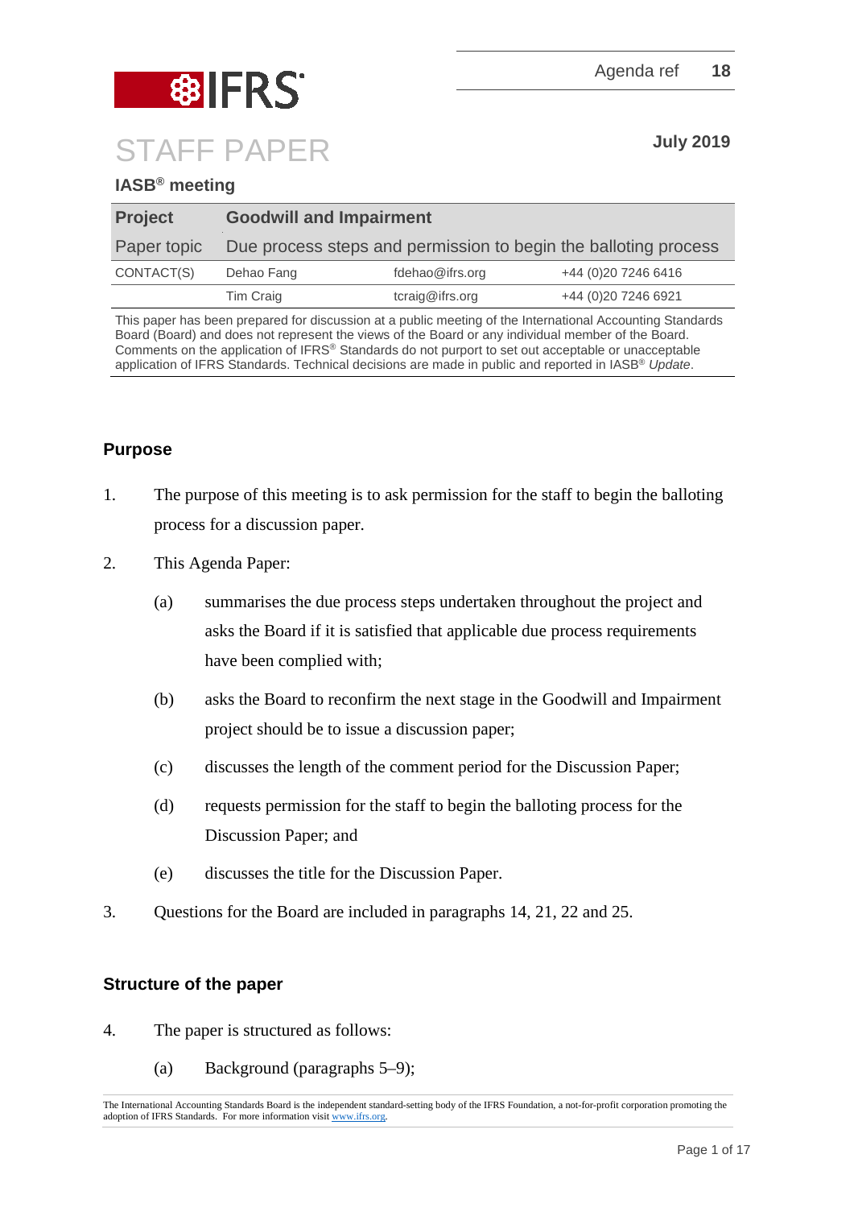IFRS

Agenda ref 18

# STAFF PAPER

**July 2019**

**IASB® meeting**

| **Project** | **Goodwill and Impairment** | | |
|---|---|---|---|
| Paper topic | Due process steps and permission to begin the balloting process | | |
| CONTACT(S) | Dehao Fang | fdehao@ifrs.org | +44 (0)20 7246 6416 |
| | Tim Craig | tcraig@ifrs.org | +44 (0)20 7246 6921 |

This paper has been prepared for discussion at a public meeting of the International Accounting Standards Board (Board) and does not represent the views of the Board or any individual member of the Board. Comments on the application of IFRS® Standards do not purport to set out acceptable or unacceptable application of IFRS Standards. Technical decisions are made in public and reported in IASB® *Update*.

## Purpose

1. The purpose of this meeting is to ask permission for the staff to begin the balloting process for a discussion paper.
2. This Agenda Paper:
   (a) summarises the due process steps undertaken throughout the project and asks the Board if it is satisfied that applicable due process requirements have been complied with;
   (b) asks the Board to reconfirm the next stage in the Goodwill and Impairment project should be to issue a discussion paper;
   (c) discusses the length of the comment period for the Discussion Paper;
   (d) requests permission for the staff to begin the balloting process for the Discussion Paper; and
   (e) discusses the title for the Discussion Paper.
3. Questions for the Board are included in paragraphs 14, 21, 22 and 25.

## Structure of the paper

4. The paper is structured as follows:
   (a) Background (paragraphs 5–9);

The International Accounting Standards Board is the independent standard-setting body of the IFRS Foundation, a not-for-profit corporation promoting the adoption of IFRS Standards. For more information visit www.ifrs.org.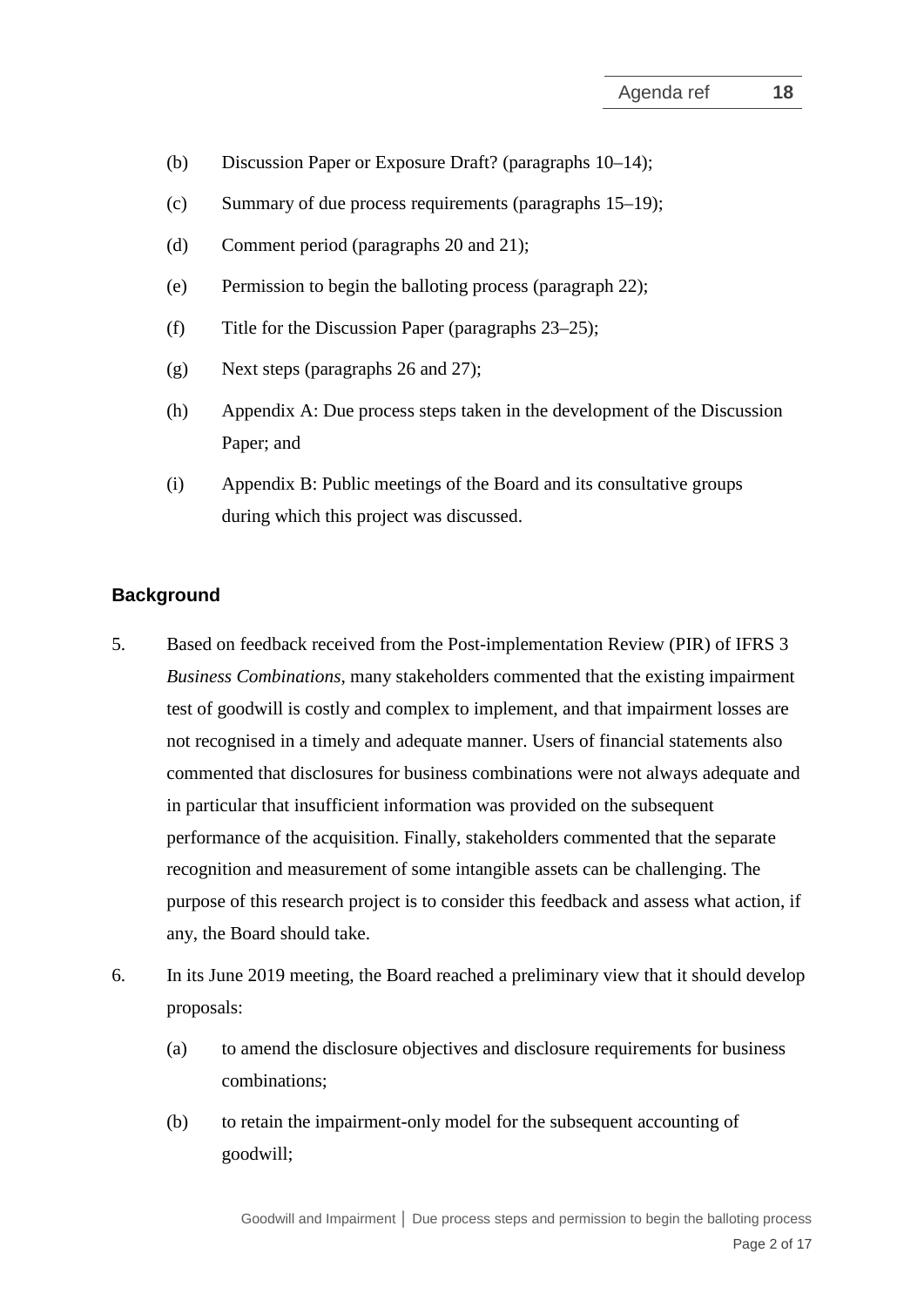(b) Discussion Paper or Exposure Draft? (paragraphs 10–14);

(c) Summary of due process requirements (paragraphs 15–19);

(d) Comment period (paragraphs 20 and 21);

(e) Permission to begin the balloting process (paragraph 22);

(f) Title for the Discussion Paper (paragraphs 23–25);

(g) Next steps (paragraphs 26 and 27);

(h) Appendix A: Due process steps taken in the development of the Discussion Paper; and

(i) Appendix B: Public meetings of the Board and its consultative groups during which this project was discussed.

## Background

5. Based on feedback received from the Post-implementation Review (PIR) of IFRS 3 *Business Combinations*, many stakeholders commented that the existing impairment test of goodwill is costly and complex to implement, and that impairment losses are not recognised in a timely and adequate manner. Users of financial statements also commented that disclosures for business combinations were not always adequate and in particular that insufficient information was provided on the subsequent performance of the acquisition. Finally, stakeholders commented that the separate recognition and measurement of some intangible assets can be challenging. The purpose of this research project is to consider this feedback and assess what action, if any, the Board should take.

6. In its June 2019 meeting, the Board reached a preliminary view that it should develop proposals:

   (a) to amend the disclosure objectives and disclosure requirements for business combinations;

   (b) to retain the impairment-only model for the subsequent accounting of goodwill;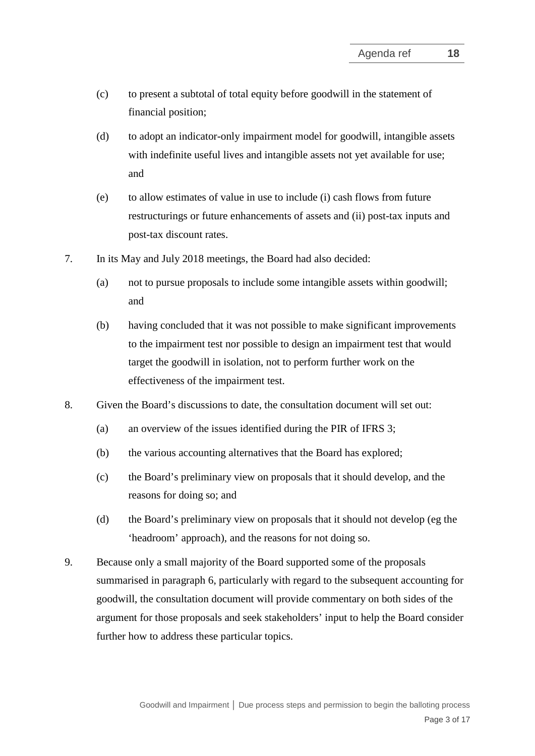(c) to present a subtotal of total equity before goodwill in the statement of financial position;

(d) to adopt an indicator-only impairment model for goodwill, intangible assets with indefinite useful lives and intangible assets not yet available for use; and

(e) to allow estimates of value in use to include (i) cash flows from future restructurings or future enhancements of assets and (ii) post-tax inputs and post-tax discount rates.

7. In its May and July 2018 meetings, the Board had also decided:

   (a) not to pursue proposals to include some intangible assets within goodwill; and

   (b) having concluded that it was not possible to make significant improvements to the impairment test nor possible to design an impairment test that would target the goodwill in isolation, not to perform further work on the effectiveness of the impairment test.

8. Given the Board's discussions to date, the consultation document will set out:

   (a) an overview of the issues identified during the PIR of IFRS 3;

   (b) the various accounting alternatives that the Board has explored;

   (c) the Board's preliminary view on proposals that it should develop, and the reasons for doing so; and

   (d) the Board's preliminary view on proposals that it should not develop (eg the 'headroom' approach), and the reasons for not doing so.

9. Because only a small majority of the Board supported some of the proposals summarised in paragraph 6, particularly with regard to the subsequent accounting for goodwill, the consultation document will provide commentary on both sides of the argument for those proposals and seek stakeholders' input to help the Board consider further how to address these particular topics.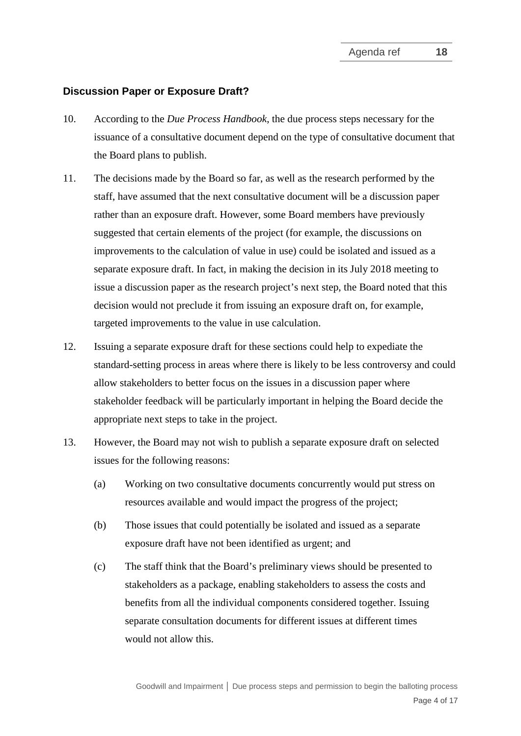### Discussion Paper or Exposure Draft?

10. According to the *Due Process Handbook*, the due process steps necessary for the issuance of a consultative document depend on the type of consultative document that the Board plans to publish.

11. The decisions made by the Board so far, as well as the research performed by the staff, have assumed that the next consultative document will be a discussion paper rather than an exposure draft. However, some Board members have previously suggested that certain elements of the project (for example, the discussions on improvements to the calculation of value in use) could be isolated and issued as a separate exposure draft. In fact, in making the decision in its July 2018 meeting to issue a discussion paper as the research project's next step, the Board noted that this decision would not preclude it from issuing an exposure draft on, for example, targeted improvements to the value in use calculation.

12. Issuing a separate exposure draft for these sections could help to expedite the standard-setting process in areas where there is likely to be less controversy and could allow stakeholders to better focus on the issues in a discussion paper where stakeholder feedback will be particularly important in helping the Board decide the appropriate next steps to take in the project.

13. However, the Board may not wish to publish a separate exposure draft on selected issues for the following reasons:

    (a) Working on two consultative documents concurrently would put stress on resources available and would impact the progress of the project;

    (b) Those issues that could potentially be isolated and issued as a separate exposure draft have not been identified as urgent; and

    (c) The staff think that the Board's preliminary views should be presented to stakeholders as a package, enabling stakeholders to assess the costs and benefits from all the individual components considered together. Issuing separate consultation documents for different issues at different times would not allow this.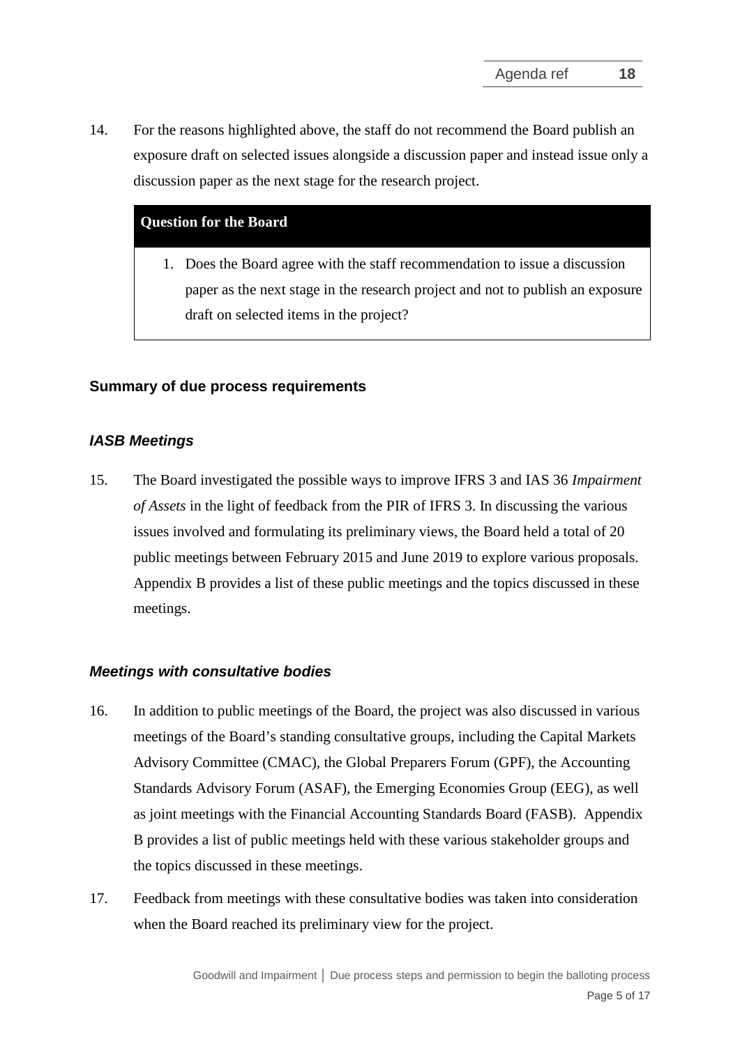14. For the reasons highlighted above, the staff do not recommend the Board publish an exposure draft on selected issues alongside a discussion paper and instead issue only a discussion paper as the next stage for the research project.

| **Question for the Board** |
| --- |
| 1. Does the Board agree with the staff recommendation to issue a discussion paper as the next stage in the research project and not to publish an exposure draft on selected items in the project? |

## Summary of due process requirements

### *IASB Meetings*

15. The Board investigated the possible ways to improve IFRS 3 and IAS 36 *Impairment of Assets* in the light of feedback from the PIR of IFRS 3. In discussing the various issues involved and formulating its preliminary views, the Board held a total of 20 public meetings between February 2015 and June 2019 to explore various proposals. Appendix B provides a list of these public meetings and the topics discussed in these meetings.

### *Meetings with consultative bodies*

16. In addition to public meetings of the Board, the project was also discussed in various meetings of the Board's standing consultative groups, including the Capital Markets Advisory Committee (CMAC), the Global Preparers Forum (GPF), the Accounting Standards Advisory Forum (ASAF), the Emerging Economies Group (EEG), as well as joint meetings with the Financial Accounting Standards Board (FASB). Appendix B provides a list of public meetings held with these various stakeholder groups and the topics discussed in these meetings.

17. Feedback from meetings with these consultative bodies was taken into consideration when the Board reached its preliminary view for the project.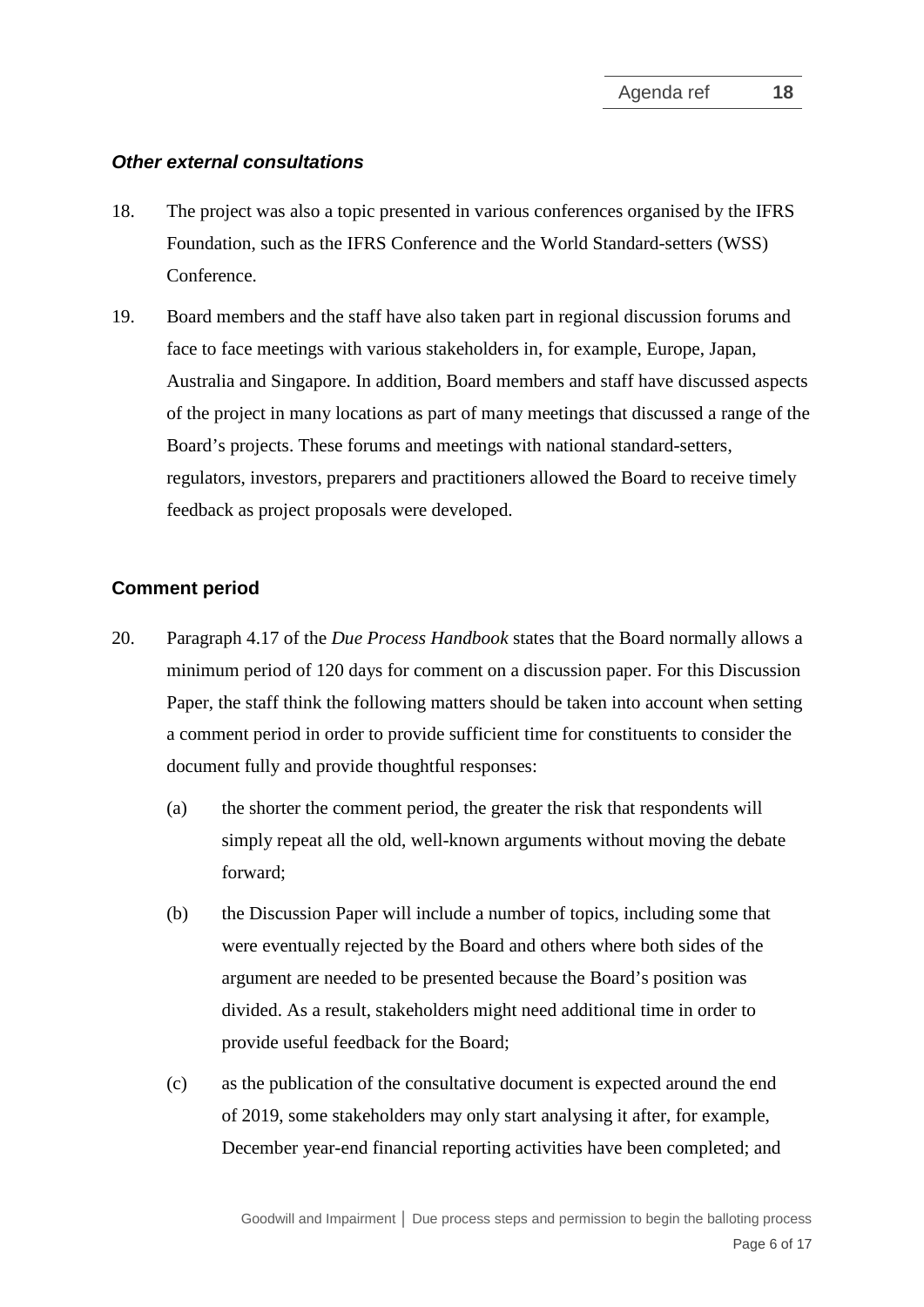### *Other external consultations*

18. The project was also a topic presented in various conferences organised by the IFRS Foundation, such as the IFRS Conference and the World Standard-setters (WSS) Conference.

19. Board members and the staff have also taken part in regional discussion forums and face to face meetings with various stakeholders in, for example, Europe, Japan, Australia and Singapore. In addition, Board members and staff have discussed aspects of the project in many locations as part of many meetings that discussed a range of the Board's projects. These forums and meetings with national standard-setters, regulators, investors, preparers and practitioners allowed the Board to receive timely feedback as project proposals were developed.

## Comment period

20. Paragraph 4.17 of the *Due Process Handbook* states that the Board normally allows a minimum period of 120 days for comment on a discussion paper. For this Discussion Paper, the staff think the following matters should be taken into account when setting a comment period in order to provide sufficient time for constituents to consider the document fully and provide thoughtful responses:

    (a) the shorter the comment period, the greater the risk that respondents will simply repeat all the old, well-known arguments without moving the debate forward;

    (b) the Discussion Paper will include a number of topics, including some that were eventually rejected by the Board and others where both sides of the argument are needed to be presented because the Board's position was divided. As a result, stakeholders might need additional time in order to provide useful feedback for the Board;

    (c) as the publication of the consultative document is expected around the end of 2019, some stakeholders may only start analysing it after, for example, December year-end financial reporting activities have been completed; and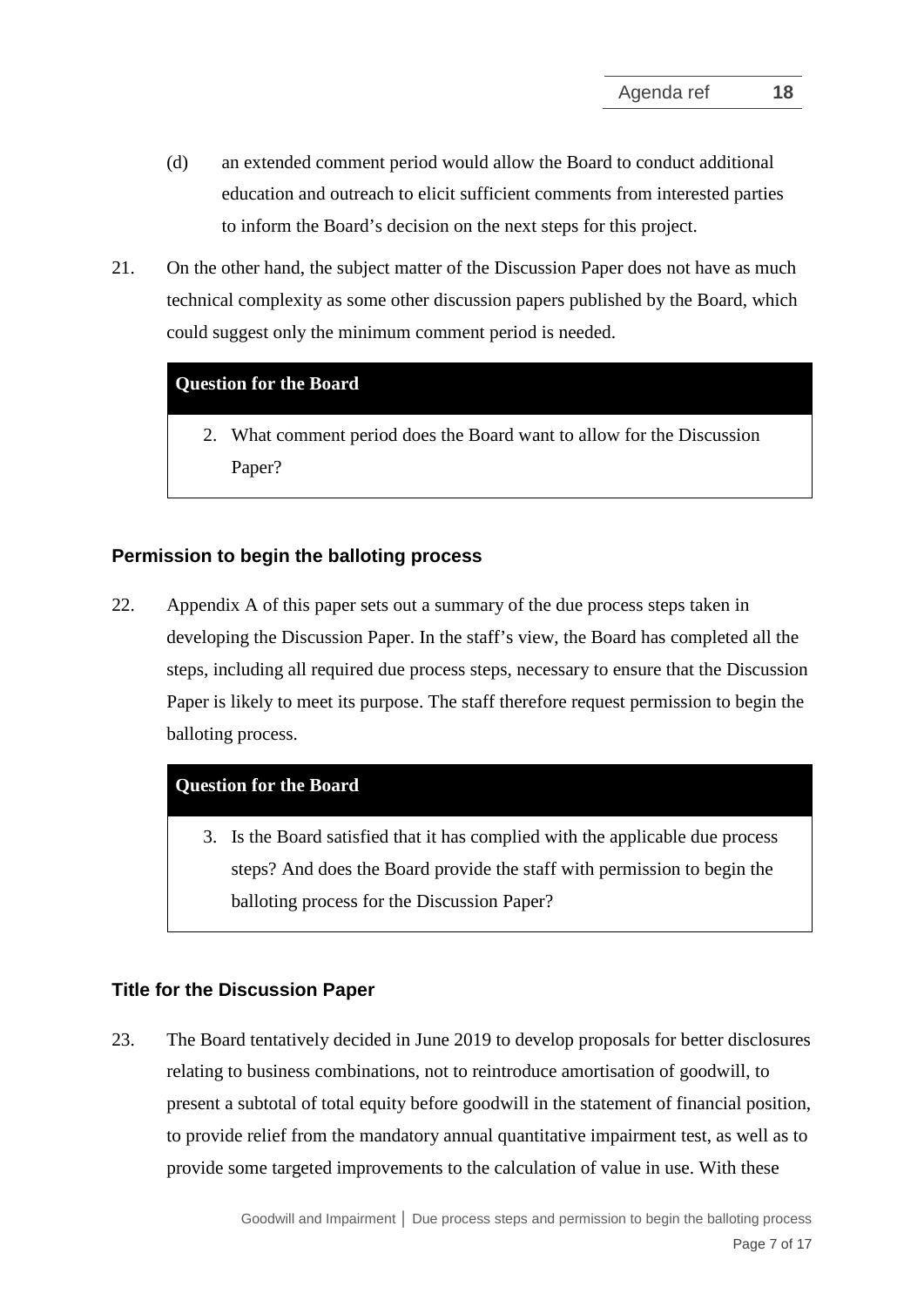(d) an extended comment period would allow the Board to conduct additional education and outreach to elicit sufficient comments from interested parties to inform the Board's decision on the next steps for this project.

21. On the other hand, the subject matter of the Discussion Paper does not have as much technical complexity as some other discussion papers published by the Board, which could suggest only the minimum comment period is needed.

| **Question for the Board** |
| --- |
| 2. What comment period does the Board want to allow for the Discussion Paper? |

### Permission to begin the balloting process

22. Appendix A of this paper sets out a summary of the due process steps taken in developing the Discussion Paper. In the staff's view, the Board has completed all the steps, including all required due process steps, necessary to ensure that the Discussion Paper is likely to meet its purpose. The staff therefore request permission to begin the balloting process.

| **Question for the Board** |
| --- |
| 3. Is the Board satisfied that it has complied with the applicable due process steps? And does the Board provide the staff with permission to begin the balloting process for the Discussion Paper? |

### Title for the Discussion Paper

23. The Board tentatively decided in June 2019 to develop proposals for better disclosures relating to business combinations, not to reintroduce amortisation of goodwill, to present a subtotal of total equity before goodwill in the statement of financial position, to provide relief from the mandatory annual quantitative impairment test, as well as to provide some targeted improvements to the calculation of value in use. With these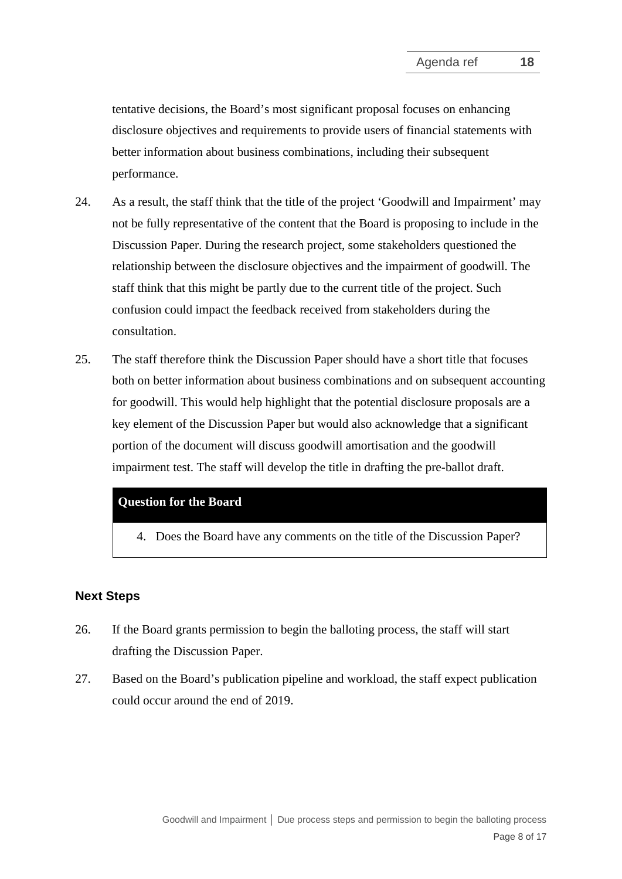tentative decisions, the Board's most significant proposal focuses on enhancing disclosure objectives and requirements to provide users of financial statements with better information about business combinations, including their subsequent performance.

24. As a result, the staff think that the title of the project 'Goodwill and Impairment' may not be fully representative of the content that the Board is proposing to include in the Discussion Paper. During the research project, some stakeholders questioned the relationship between the disclosure objectives and the impairment of goodwill. The staff think that this might be partly due to the current title of the project. Such confusion could impact the feedback received from stakeholders during the consultation.

25. The staff therefore think the Discussion Paper should have a short title that focuses both on better information about business combinations and on subsequent accounting for goodwill. This would help highlight that the potential disclosure proposals are a key element of the Discussion Paper but would also acknowledge that a significant portion of the document will discuss goodwill amortisation and the goodwill impairment test. The staff will develop the title in drafting the pre-ballot draft.

| **Question for the Board** |
|---|
| 4. Does the Board have any comments on the title of the Discussion Paper? |

## Next Steps

26. If the Board grants permission to begin the balloting process, the staff will start drafting the Discussion Paper.

27. Based on the Board's publication pipeline and workload, the staff expect publication could occur around the end of 2019.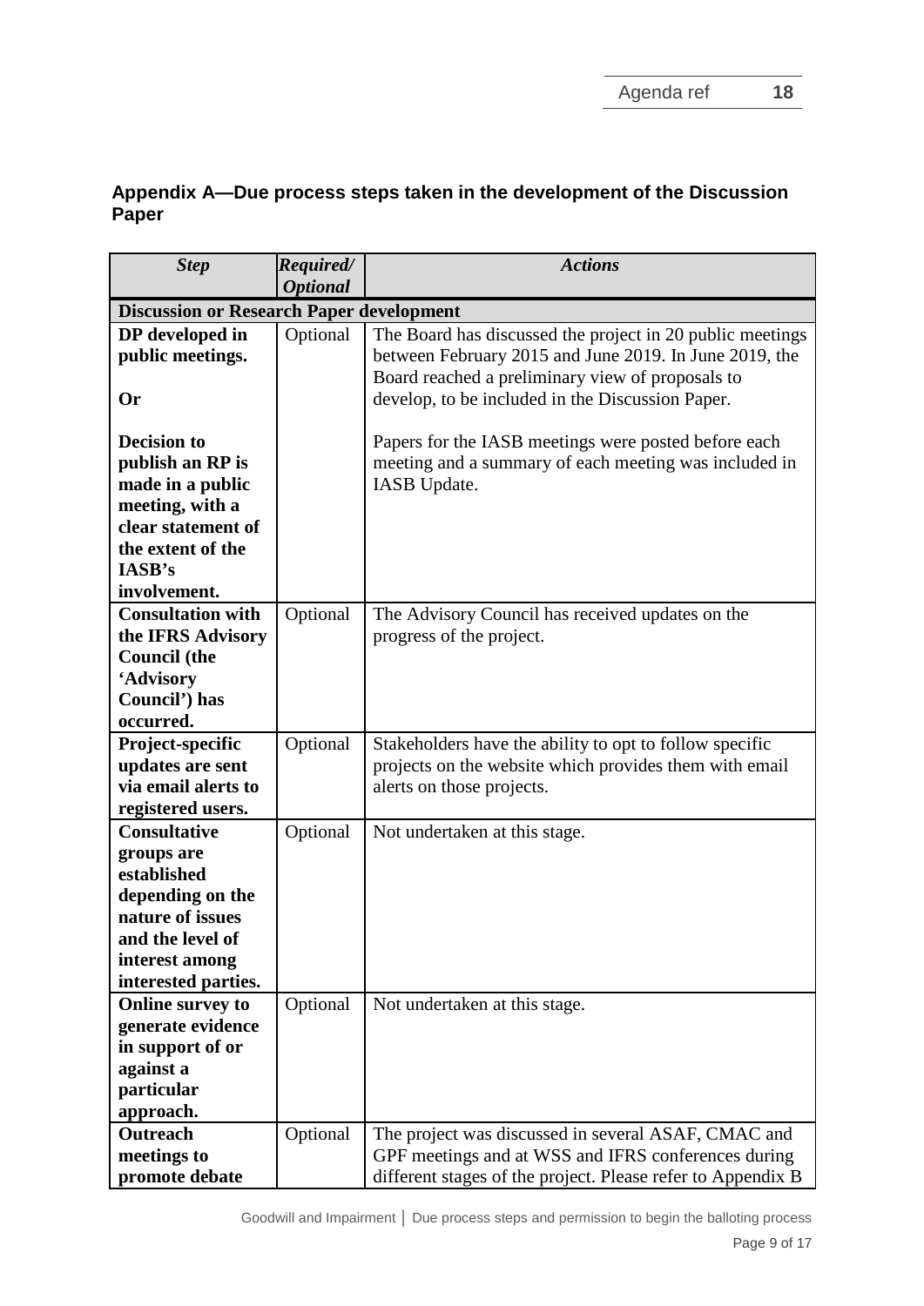## Appendix A—Due process steps taken in the development of the Discussion Paper

| *Step* | *Required/ Optional* | *Actions* |
|---|---|---|
| **Discussion or Research Paper development** | | |
| **DP developed in public meetings.**<br><br>**Or**<br><br>**Decision to publish an RP is made in a public meeting, with a clear statement of the extent of the IASB's involvement.** | Optional | The Board has discussed the project in 20 public meetings between February 2015 and June 2019. In June 2019, the Board reached a preliminary view of proposals to develop, to be included in the Discussion Paper.<br><br>Papers for the IASB meetings were posted before each meeting and a summary of each meeting was included in IASB Update. |
| **Consultation with the IFRS Advisory Council (the 'Advisory Council') has occurred.** | Optional | The Advisory Council has received updates on the progress of the project. |
| **Project-specific updates are sent via email alerts to registered users.** | Optional | Stakeholders have the ability to opt to follow specific projects on the website which provides them with email alerts on those projects. |
| **Consultative groups are established depending on the nature of issues and the level of interest among interested parties.** | Optional | Not undertaken at this stage. |
| **Online survey to generate evidence in support of or against a particular approach.** | Optional | Not undertaken at this stage. |
| **Outreach meetings to promote debate** | Optional | The project was discussed in several ASAF, CMAC and GPF meetings and at WSS and IFRS conferences during different stages of the project. Please refer to Appendix B |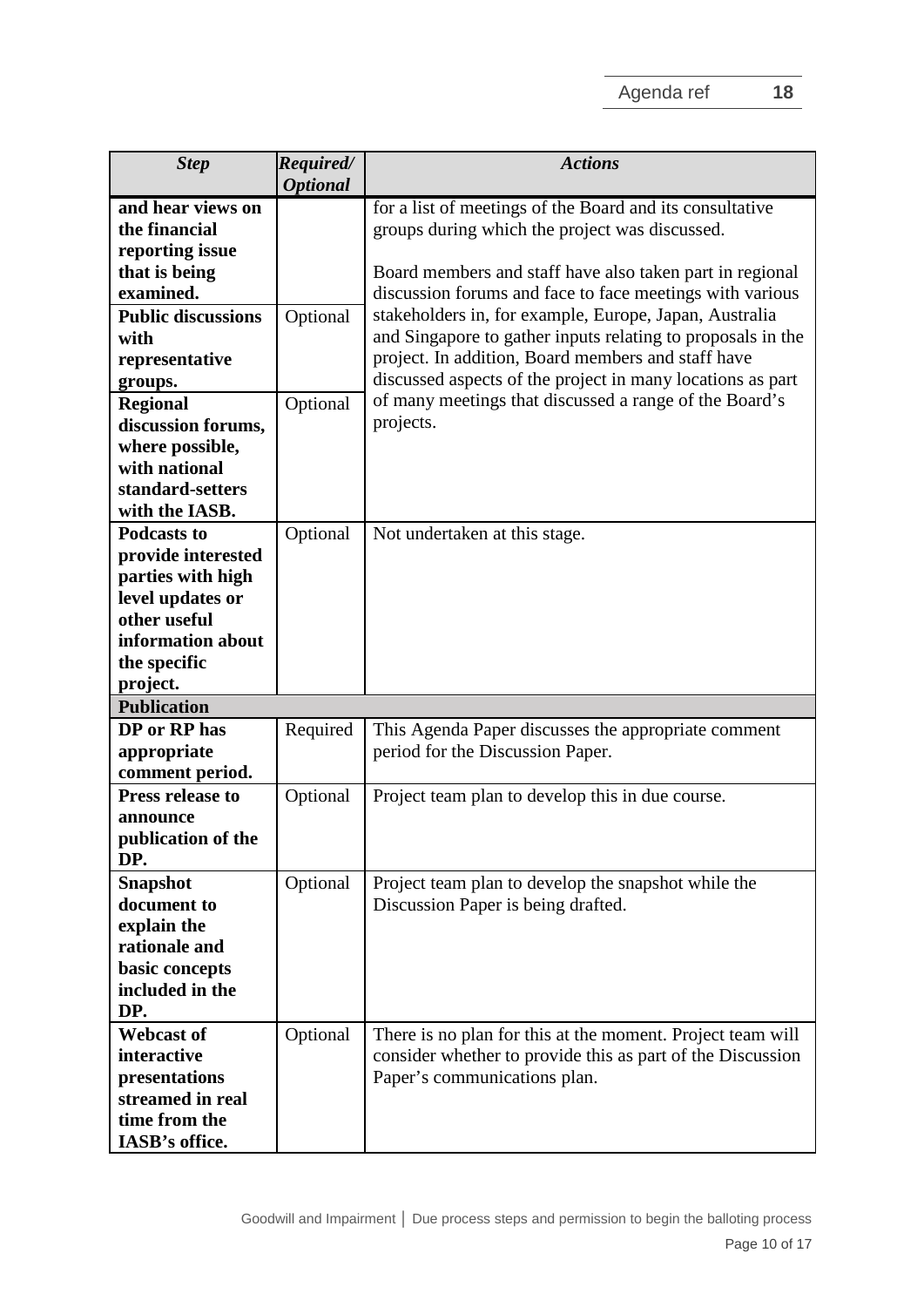| *Step* | *Required/ Optional* | *Actions* |
|---|---|---|
| **and hear views on the financial reporting issue that is being examined.** | | for a list of meetings of the Board and its consultative groups during which the project was discussed.<br><br>Board members and staff have also taken part in regional discussion forums and face to face meetings with various stakeholders in, for example, Europe, Japan, Australia and Singapore to gather inputs relating to proposals in the project. In addition, Board members and staff have discussed aspects of the project in many locations as part of many meetings that discussed a range of the Board's projects. |
| **Public discussions with representative groups.** | Optional | |
| **Regional discussion forums, where possible, with national standard-setters with the IASB.** | Optional | |
| **Podcasts to provide interested parties with high level updates or other useful information about the specific project.** | Optional | Not undertaken at this stage. |
| **Publication** | | |
| **DP or RP has appropriate comment period.** | Required | This Agenda Paper discusses the appropriate comment period for the Discussion Paper. |
| **Press release to announce publication of the DP.** | Optional | Project team plan to develop this in due course. |
| **Snapshot document to explain the rationale and basic concepts included in the DP.** | Optional | Project team plan to develop the snapshot while the Discussion Paper is being drafted. |
| **Webcast of interactive presentations streamed in real time from the IASB's office.** | Optional | There is no plan for this at the moment. Project team will consider whether to provide this as part of the Discussion Paper's communications plan. |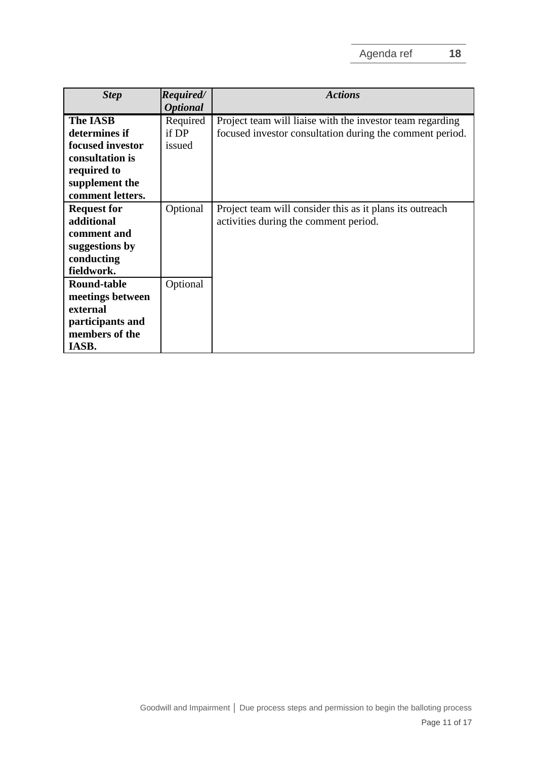| *Step* | *Required/ Optional* | *Actions* |
|---|---|---|
| **The IASB determines if focused investor consultation is required to supplement the comment letters.** | Required if DP issued | Project team will liaise with the investor team regarding focused investor consultation during the comment period. |
| **Request for additional comment and suggestions by conducting fieldwork.** | Optional | Project team will consider this as it plans its outreach activities during the comment period. |
| **Round-table meetings between external participants and members of the IASB.** | Optional | |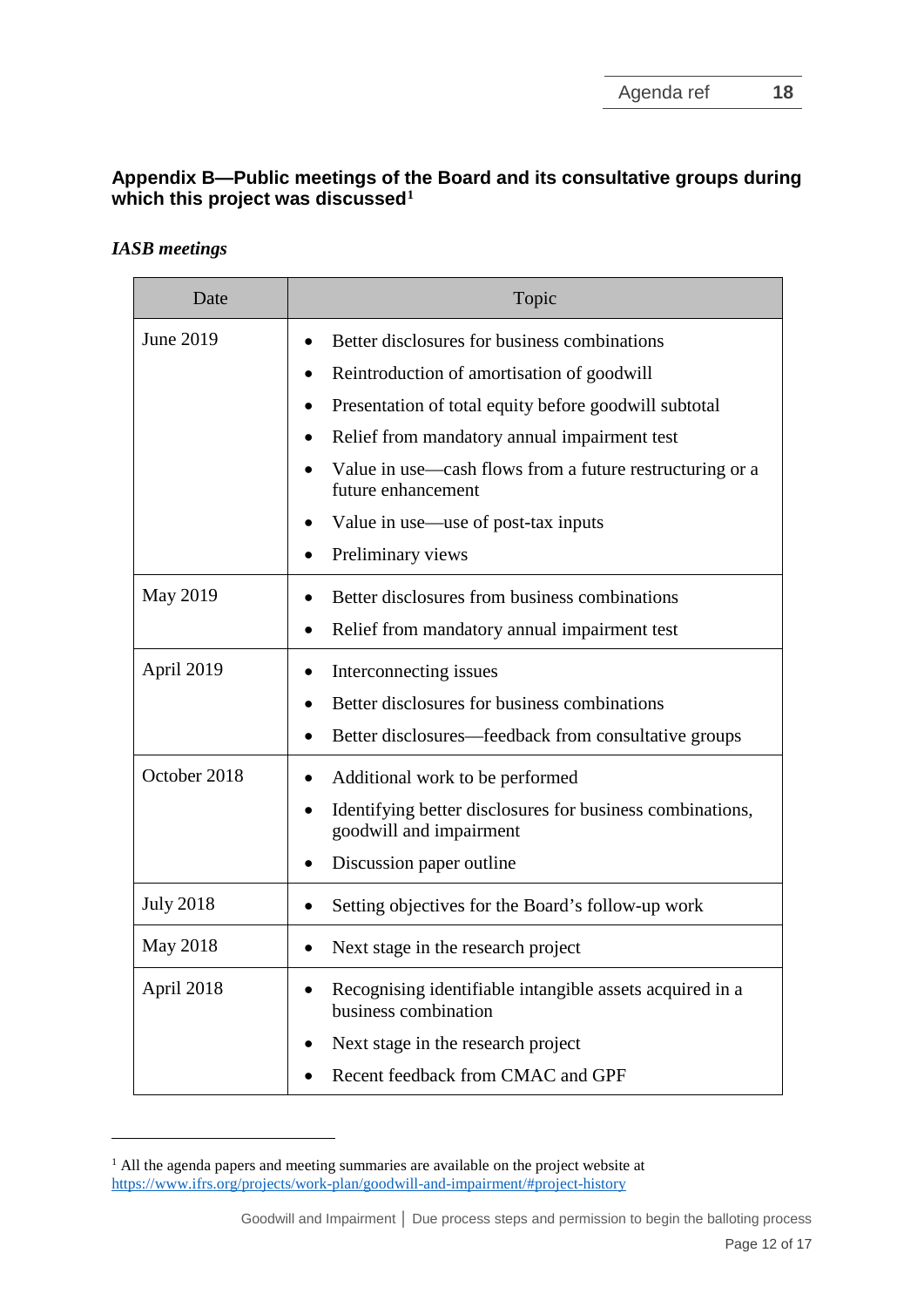## Appendix B—Public meetings of the Board and its consultative groups during which this project was discussed[1]

*IASB meetings*

| Date | Topic |
|---|---|
| June 2019 | • Better disclosures for business combinations<br>• Reintroduction of amortisation of goodwill<br>• Presentation of total equity before goodwill subtotal<br>• Relief from mandatory annual impairment test<br>• Value in use—cash flows from a future restructuring or a future enhancement<br>• Value in use—use of post-tax inputs<br>• Preliminary views |
| May 2019 | • Better disclosures from business combinations<br>• Relief from mandatory annual impairment test |
| April 2019 | • Interconnecting issues<br>• Better disclosures for business combinations<br>• Better disclosures—feedback from consultative groups |
| October 2018 | • Additional work to be performed<br>• Identifying better disclosures for business combinations, goodwill and impairment<br>• Discussion paper outline |
| July 2018 | • Setting objectives for the Board's follow-up work |
| May 2018 | • Next stage in the research project |
| April 2018 | • Recognising identifiable intangible assets acquired in a business combination<br>• Next stage in the research project<br>• Recent feedback from CMAC and GPF |

[1] All the agenda papers and meeting summaries are available on the project website at https://www.ifrs.org/projects/work-plan/goodwill-and-impairment/#project-history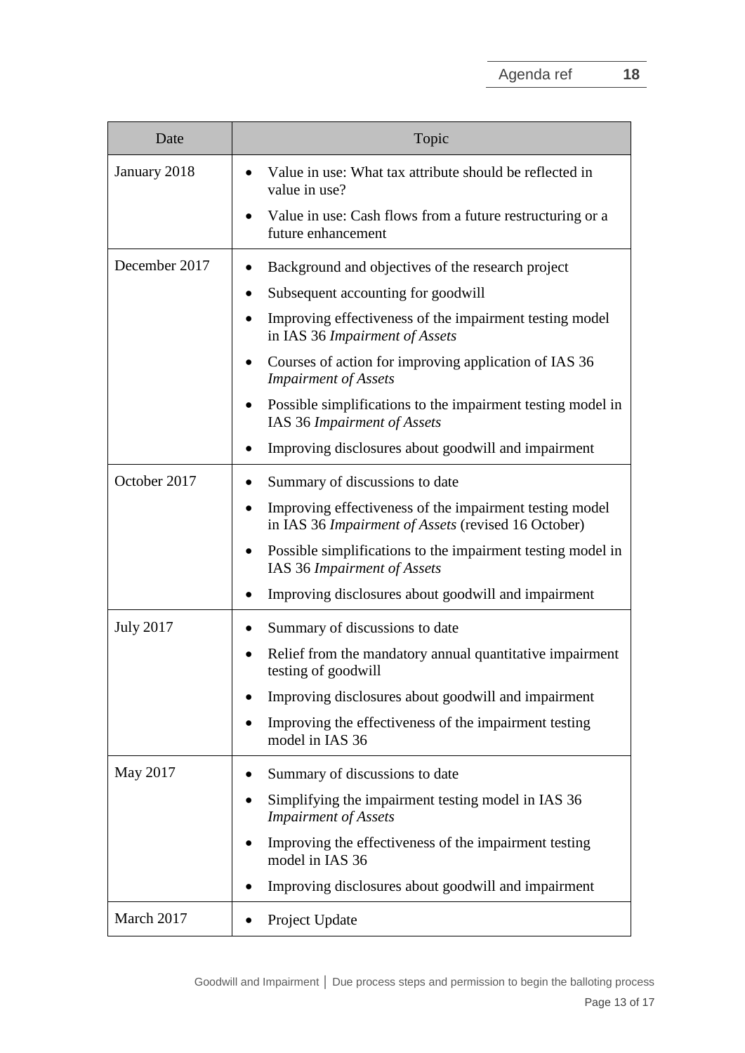| Date | Topic |
| --- | --- |
| January 2018 | • Value in use: What tax attribute should be reflected in value in use?<br>• Value in use: Cash flows from a future restructuring or a future enhancement |
| December 2017 | • Background and objectives of the research project<br>• Subsequent accounting for goodwill<br>• Improving effectiveness of the impairment testing model in IAS 36 *Impairment of Assets*<br>• Courses of action for improving application of IAS 36 *Impairment of Assets*<br>• Possible simplifications to the impairment testing model in IAS 36 *Impairment of Assets*<br>• Improving disclosures about goodwill and impairment |
| October 2017 | • Summary of discussions to date<br>• Improving effectiveness of the impairment testing model in IAS 36 *Impairment of Assets* (revised 16 October)<br>• Possible simplifications to the impairment testing model in IAS 36 *Impairment of Assets*<br>• Improving disclosures about goodwill and impairment |
| July 2017 | • Summary of discussions to date<br>• Relief from the mandatory annual quantitative impairment testing of goodwill<br>• Improving disclosures about goodwill and impairment<br>• Improving the effectiveness of the impairment testing model in IAS 36 |
| May 2017 | • Summary of discussions to date<br>• Simplifying the impairment testing model in IAS 36 *Impairment of Assets*<br>• Improving the effectiveness of the impairment testing model in IAS 36<br>• Improving disclosures about goodwill and impairment |
| March 2017 | • Project Update |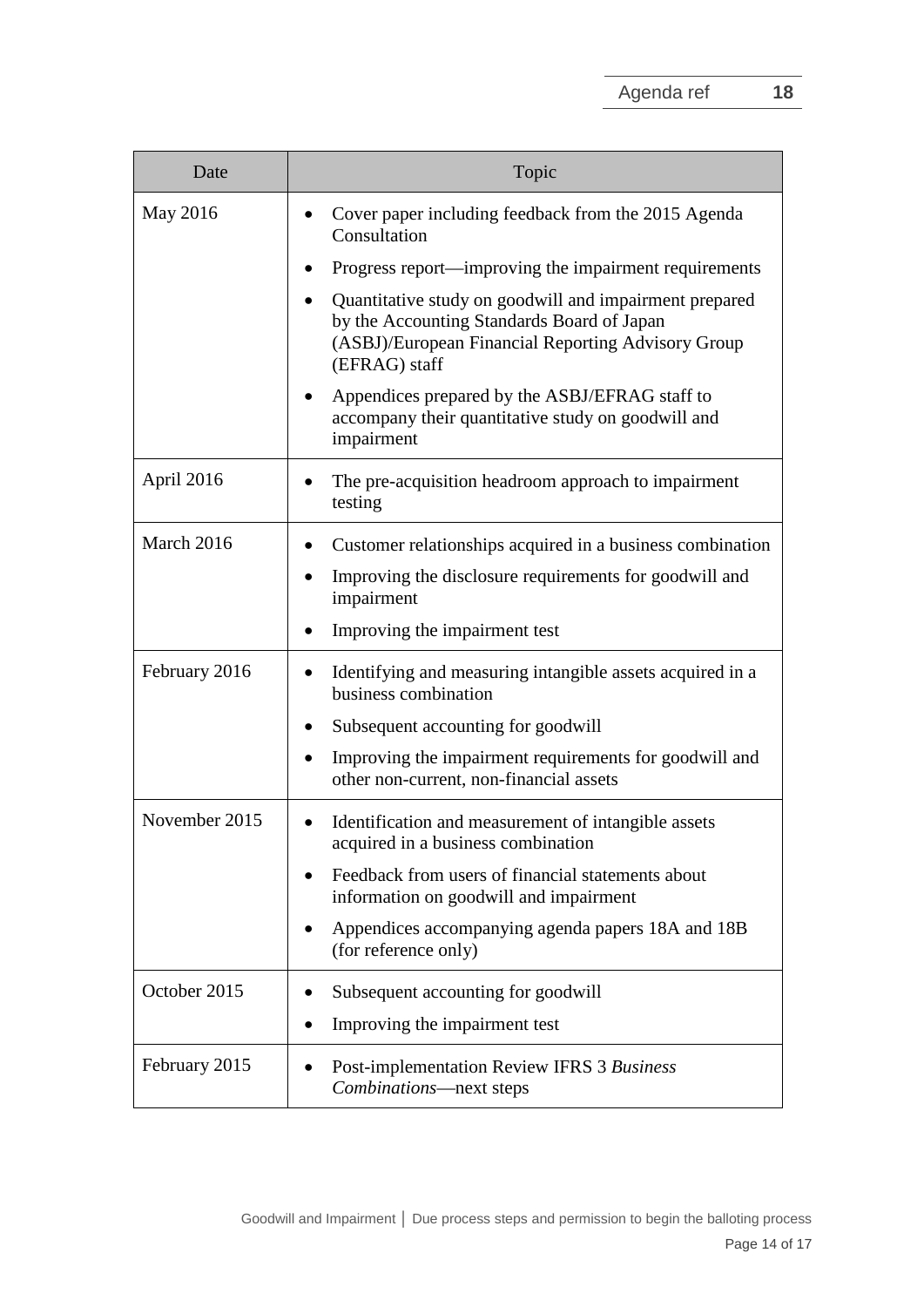| Date | Topic |
|---|---|
| May 2016 | • Cover paper including feedback from the 2015 Agenda Consultation<br>• Progress report—improving the impairment requirements<br>• Quantitative study on goodwill and impairment prepared by the Accounting Standards Board of Japan (ASBJ)/European Financial Reporting Advisory Group (EFRAG) staff<br>• Appendices prepared by the ASBJ/EFRAG staff to accompany their quantitative study on goodwill and impairment |
| April 2016 | • The pre-acquisition headroom approach to impairment testing |
| March 2016 | • Customer relationships acquired in a business combination<br>• Improving the disclosure requirements for goodwill and impairment<br>• Improving the impairment test |
| February 2016 | • Identifying and measuring intangible assets acquired in a business combination<br>• Subsequent accounting for goodwill<br>• Improving the impairment requirements for goodwill and other non-current, non-financial assets |
| November 2015 | • Identification and measurement of intangible assets acquired in a business combination<br>• Feedback from users of financial statements about information on goodwill and impairment<br>• Appendices accompanying agenda papers 18A and 18B (for reference only) |
| October 2015 | • Subsequent accounting for goodwill<br>• Improving the impairment test |
| February 2015 | • Post-implementation Review IFRS 3 *Business Combinations*—next steps |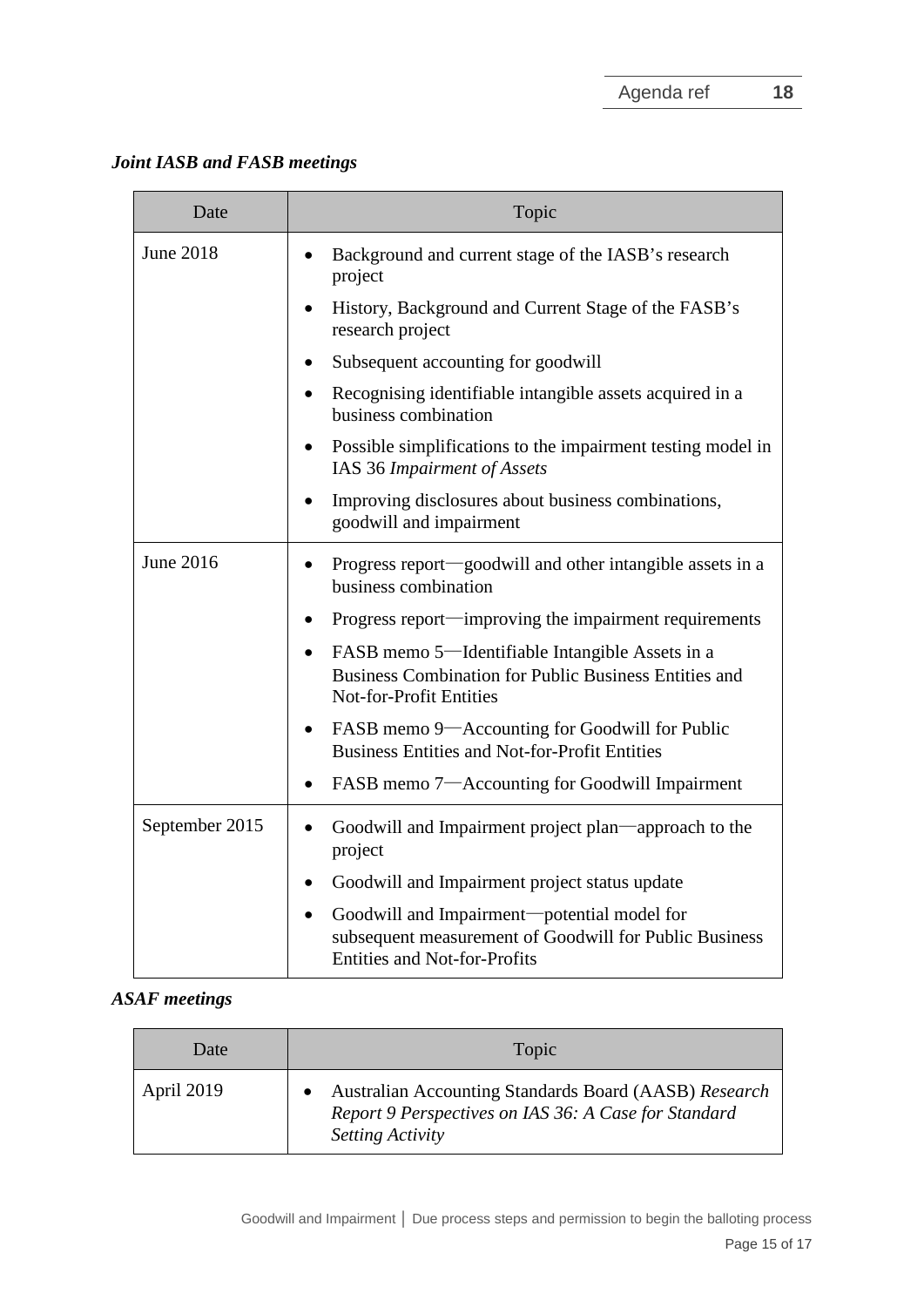***Joint IASB and FASB meetings***

| Date | Topic |
| --- | --- |
| June 2018 | • Background and current stage of the IASB's research project<br>• History, Background and Current Stage of the FASB's research project<br>• Subsequent accounting for goodwill<br>• Recognising identifiable intangible assets acquired in a business combination<br>• Possible simplifications to the impairment testing model in IAS 36 *Impairment of Assets*<br>• Improving disclosures about business combinations, goodwill and impairment |
| June 2016 | • Progress report—goodwill and other intangible assets in a business combination<br>• Progress report—improving the impairment requirements<br>• FASB memo 5—Identifiable Intangible Assets in a Business Combination for Public Business Entities and Not-for-Profit Entities<br>• FASB memo 9—Accounting for Goodwill for Public Business Entities and Not-for-Profit Entities<br>• FASB memo 7—Accounting for Goodwill Impairment |
| September 2015 | • Goodwill and Impairment project plan—approach to the project<br>• Goodwill and Impairment project status update<br>• Goodwill and Impairment—potential model for subsequent measurement of Goodwill for Public Business Entities and Not-for-Profits |

***ASAF meetings***

| Date | Topic |
| --- | --- |
| April 2019 | • Australian Accounting Standards Board (AASB) *Research Report 9 Perspectives on IAS 36: A Case for Standard Setting Activity* |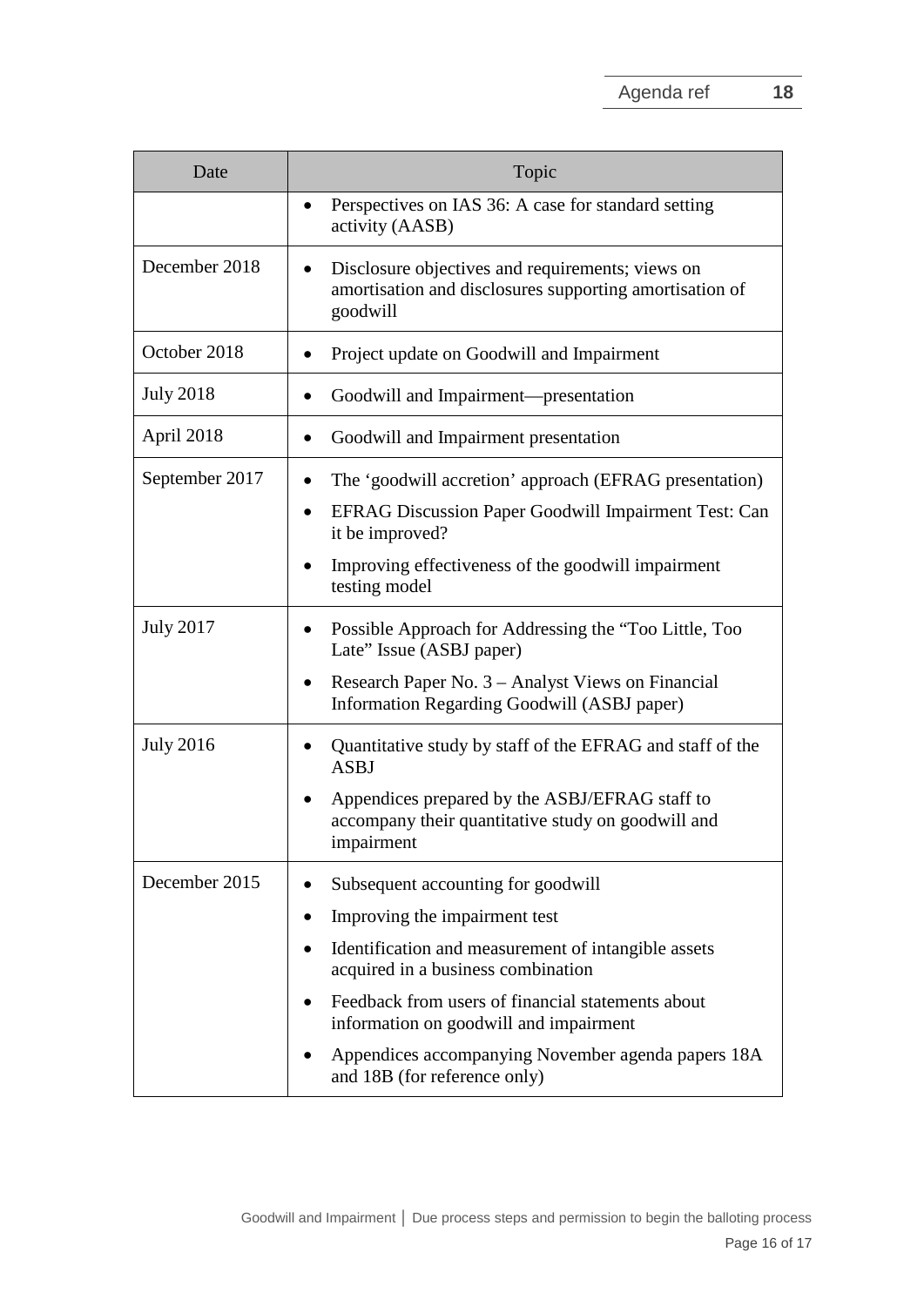| Date | Topic |
| --- | --- |
| | • Perspectives on IAS 36: A case for standard setting activity (AASB) |
| December 2018 | • Disclosure objectives and requirements; views on amortisation and disclosures supporting amortisation of goodwill |
| October 2018 | • Project update on Goodwill and Impairment |
| July 2018 | • Goodwill and Impairment—presentation |
| April 2018 | • Goodwill and Impairment presentation |
| September 2017 | • The 'goodwill accretion' approach (EFRAG presentation)<br>• EFRAG Discussion Paper Goodwill Impairment Test: Can it be improved?<br>• Improving effectiveness of the goodwill impairment testing model |
| July 2017 | • Possible Approach for Addressing the "Too Little, Too Late" Issue (ASBJ paper)<br>• Research Paper No. 3 – Analyst Views on Financial Information Regarding Goodwill (ASBJ paper) |
| July 2016 | • Quantitative study by staff of the EFRAG and staff of the ASBJ<br>• Appendices prepared by the ASBJ/EFRAG staff to accompany their quantitative study on goodwill and impairment |
| December 2015 | • Subsequent accounting for goodwill<br>• Improving the impairment test<br>• Identification and measurement of intangible assets acquired in a business combination<br>• Feedback from users of financial statements about information on goodwill and impairment<br>• Appendices accompanying November agenda papers 18A and 18B (for reference only) |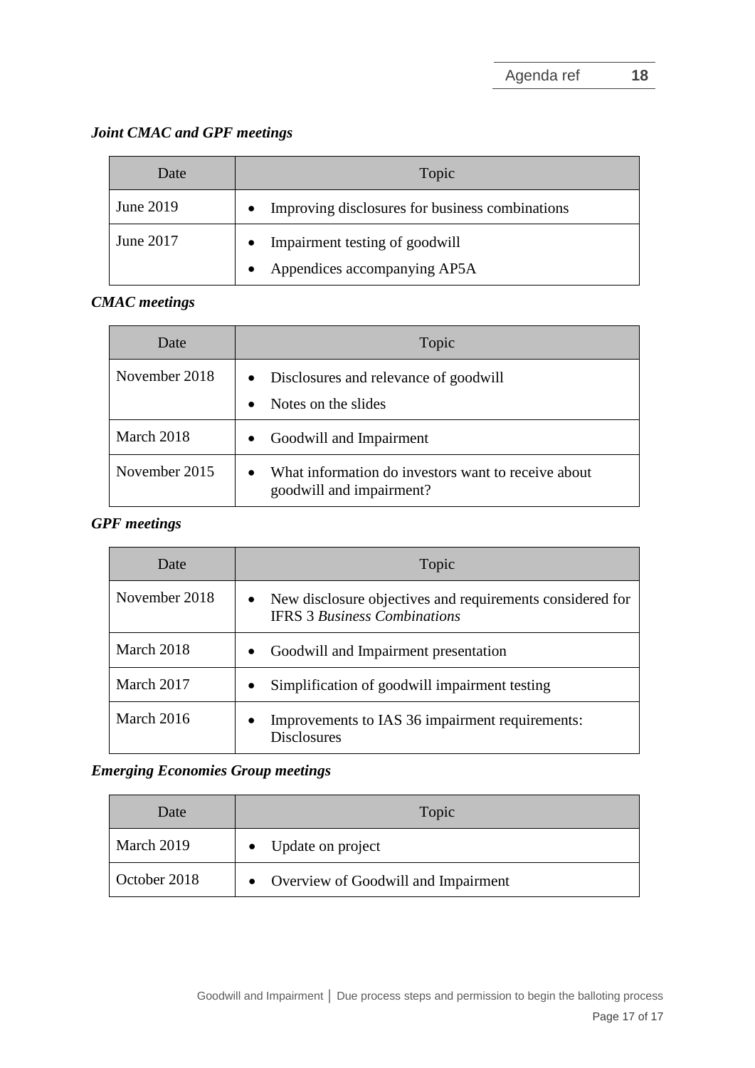*Joint CMAC and GPF meetings*

| Date | Topic |
|---|---|
| June 2019 | • Improving disclosures for business combinations |
| June 2017 | • Impairment testing of goodwill<br>• Appendices accompanying AP5A |

*CMAC meetings*

| Date | Topic |
|---|---|
| November 2018 | • Disclosures and relevance of goodwill<br>• Notes on the slides |
| March 2018 | • Goodwill and Impairment |
| November 2015 | • What information do investors want to receive about goodwill and impairment? |

*GPF meetings*

| Date | Topic |
|---|---|
| November 2018 | • New disclosure objectives and requirements considered for IFRS 3 *Business Combinations* |
| March 2018 | • Goodwill and Impairment presentation |
| March 2017 | • Simplification of goodwill impairment testing |
| March 2016 | • Improvements to IAS 36 impairment requirements: Disclosures |

*Emerging Economies Group meetings*

| Date | Topic |
|---|---|
| March 2019 | • Update on project |
| October 2018 | • Overview of Goodwill and Impairment |